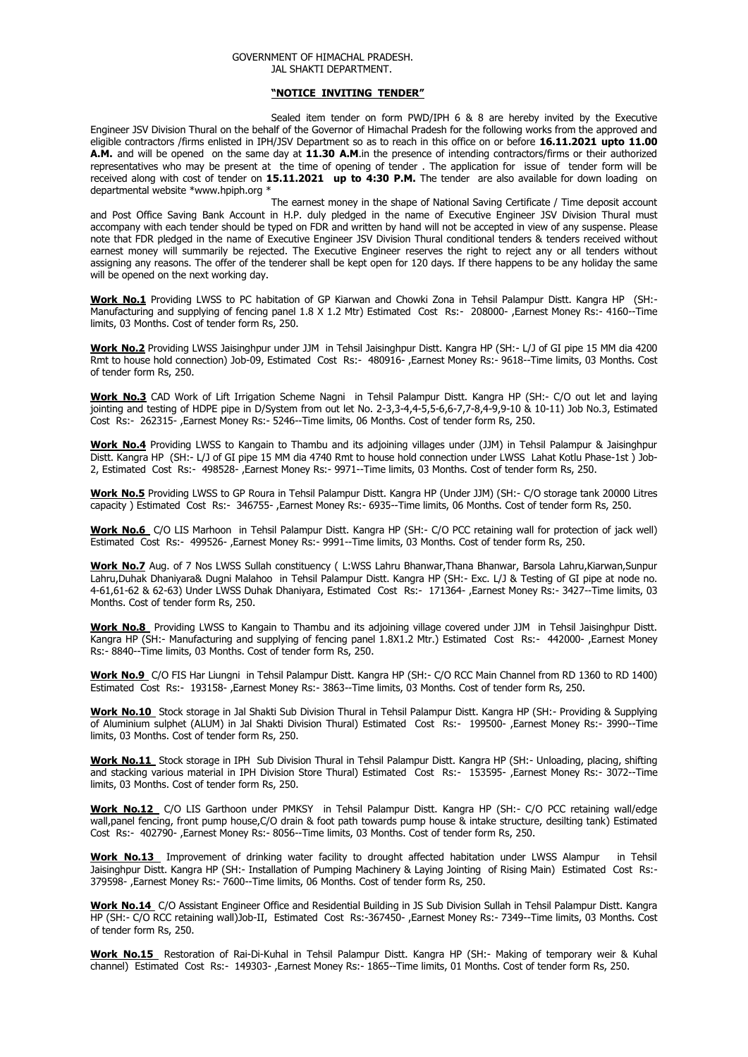GOVERNMENT OF HIMACHAL PRADESH.
JAL SHAKTI DEPARTMENT.

**"NOTICE INVITING TENDER"**

Sealed item tender on form PWD/IPH 6 & 8 are hereby invited by the Executive Engineer JSV Division Thural on the behalf of the Governor of Himachal Pradesh for the following works from the approved and eligible contractors /firms enlisted in IPH/JSV Department so as to reach in this office on or before **16.11.2021 upto 11.00 A.M.** and will be opened on the same day at **11.30 A.M**.in the presence of intending contractors/firms or their authorized representatives who may be present at the time of opening of tender . The application for issue of tender form will be received along with cost of tender on **15.11.2021 up to 4:30 P.M.** The tender are also available for down loading on departmental website *www.hpiph.org *

The earnest money in the shape of National Saving Certificate / Time deposit account and Post Office Saving Bank Account in H.P. duly pledged in the name of Executive Engineer JSV Division Thural must accompany with each tender should be typed on FDR and written by hand will not be accepted in view of any suspense. Please note that FDR pledged in the name of Executive Engineer JSV Division Thural conditional tenders & tenders received without earnest money will summarily be rejected. The Executive Engineer reserves the right to reject any or all tenders without assigning any reasons. The offer of the tenderer shall be kept open for 120 days. If there happens to be any holiday the same will be opened on the next working day.

**Work No.1** Providing LWSS to PC habitation of GP Kiarwan and Chowki Zona in Tehsil Palampur Distt. Kangra HP (SH:- Manufacturing and supplying of fencing panel 1.8 X 1.2 Mtr) Estimated Cost Rs:- 208000- ,Earnest Money Rs:- 4160--Time limits, 03 Months. Cost of tender form Rs, 250.

**Work No.2** Providing LWSS Jaisinghpur under JJM in Tehsil Jaisinghpur Distt. Kangra HP (SH:- L/J of GI pipe 15 MM dia 4200 Rmt to house hold connection) Job-09, Estimated Cost Rs:- 480916- ,Earnest Money Rs:- 9618--Time limits, 03 Months. Cost of tender form Rs, 250.

**Work No.3** CAD Work of Lift Irrigation Scheme Nagni in Tehsil Palampur Distt. Kangra HP (SH:- C/O out let and laying jointing and testing of HDPE pipe in D/System from out let No. 2-3,3-4,4-5,5-6,6-7,7-8,4-9,9-10 & 10-11) Job No.3, Estimated Cost Rs:- 262315- ,Earnest Money Rs:- 5246--Time limits, 06 Months. Cost of tender form Rs, 250.

**Work No.4** Providing LWSS to Kangain to Thambu and its adjoining villages under (JJM) in Tehsil Palampur & Jaisinghpur Distt. Kangra HP (SH:- L/J of GI pipe 15 MM dia 4740 Rmt to house hold connection under LWSS Lahat Kotlu Phase-1st ) Job-2, Estimated Cost Rs:- 498528- ,Earnest Money Rs:- 9971--Time limits, 03 Months. Cost of tender form Rs, 250.

**Work No.5** Providing LWSS to GP Roura in Tehsil Palampur Distt. Kangra HP (Under JJM) (SH:- C/O storage tank 20000 Litres capacity ) Estimated Cost Rs:- 346755- ,Earnest Money Rs:- 6935--Time limits, 06 Months. Cost of tender form Rs, 250.

**Work No.6** C/O LIS Marhoon in Tehsil Palampur Distt. Kangra HP (SH:- C/O PCC retaining wall for protection of jack well) Estimated Cost Rs:- 499526- ,Earnest Money Rs:- 9991--Time limits, 03 Months. Cost of tender form Rs, 250.

**Work No.7** Aug. of 7 Nos LWSS Sullah constituency ( L:WSS Lahru Bhanwar,Thana Bhanwar, Barsola Lahru,Kiarwan,Sunpur Lahru,Duhak Dhaniyara& Dugni Malahoo in Tehsil Palampur Distt. Kangra HP (SH:- Exc. L/J & Testing of GI pipe at node no. 4-61,61-62 & 62-63) Under LWSS Duhak Dhaniyara, Estimated Cost Rs:- 171364- ,Earnest Money Rs:- 3427--Time limits, 03 Months. Cost of tender form Rs, 250.

**Work No.8** Providing LWSS to Kangain to Thambu and its adjoining village covered under JJM in Tehsil Jaisinghpur Distt. Kangra HP (SH:- Manufacturing and supplying of fencing panel 1.8X1.2 Mtr.) Estimated Cost Rs:- 442000- ,Earnest Money Rs:- 8840--Time limits, 03 Months. Cost of tender form Rs, 250.

**Work No.9** C/O FIS Har Liungni in Tehsil Palampur Distt. Kangra HP (SH:- C/O RCC Main Channel from RD 1360 to RD 1400) Estimated Cost Rs:- 193158- ,Earnest Money Rs:- 3863--Time limits, 03 Months. Cost of tender form Rs, 250.

**Work No.10** Stock storage in Jal Shakti Sub Division Thural in Tehsil Palampur Distt. Kangra HP (SH:- Providing & Supplying of Aluminium sulphet (ALUM) in Jal Shakti Division Thural) Estimated Cost Rs:- 199500- ,Earnest Money Rs:- 3990--Time limits, 03 Months. Cost of tender form Rs, 250.

**Work No.11** Stock storage in IPH Sub Division Thural in Tehsil Palampur Distt. Kangra HP (SH:- Unloading, placing, shifting and stacking various material in IPH Division Store Thural) Estimated Cost Rs:- 153595- ,Earnest Money Rs:- 3072--Time limits, 03 Months. Cost of tender form Rs, 250.

**Work No.12** C/O LIS Garthoon under PMKSY in Tehsil Palampur Distt. Kangra HP (SH:- C/O PCC retaining wall/edge wall,panel fencing, front pump house,C/O drain & foot path towards pump house & intake structure, desilting tank) Estimated Cost Rs:- 402790- ,Earnest Money Rs:- 8056--Time limits, 03 Months. Cost of tender form Rs, 250.

**Work No.13** Improvement of drinking water facility to drought affected habitation under LWSS Alampur in Tehsil Jaisinghpur Distt. Kangra HP (SH:- Installation of Pumping Machinery & Laying Jointing of Rising Main) Estimated Cost Rs:- 379598- ,Earnest Money Rs:- 7600--Time limits, 06 Months. Cost of tender form Rs, 250.

**Work No.14** C/O Assistant Engineer Office and Residential Building in JS Sub Division Sullah in Tehsil Palampur Distt. Kangra HP (SH:- C/O RCC retaining wall)Job-II, Estimated Cost Rs:-367450- ,Earnest Money Rs:- 7349--Time limits, 03 Months. Cost of tender form Rs, 250.

**Work No.15** Restoration of Rai-Di-Kuhal in Tehsil Palampur Distt. Kangra HP (SH:- Making of temporary weir & Kuhal channel) Estimated Cost Rs:- 149303- ,Earnest Money Rs:- 1865--Time limits, 01 Months. Cost of tender form Rs, 250.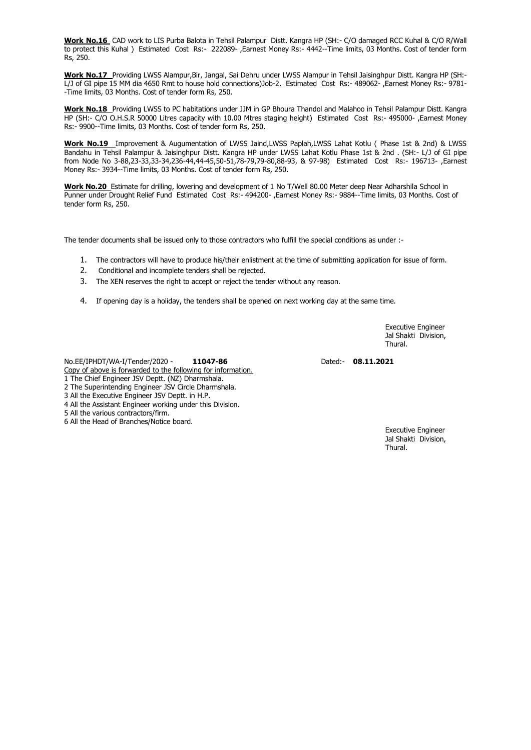**Work No.16** CAD work to LIS Purba Balota in Tehsil Palampur Distt. Kangra HP (SH:- C/O damaged RCC Kuhal & C/O R/Wall to protect this Kuhal ) Estimated Cost Rs:- 222089- ,Earnest Money Rs:- 4442--Time limits, 03 Months. Cost of tender form Rs, 250.

**Work No.17** Providing LWSS Alampur,Bir, Jangal, Sai Dehru under LWSS Alampur in Tehsil Jaisinghpur Distt. Kangra HP (SH:- L/J of GI pipe 15 MM dia 4650 Rmt to house hold connections)Job-2. Estimated Cost Rs:- 489062- ,Earnest Money Rs:- 9781--Time limits, 03 Months. Cost of tender form Rs, 250.

**Work No.18** Providing LWSS to PC habitations under JJM in GP Bhoura Thandol and Malahoo in Tehsil Palampur Distt. Kangra HP (SH:- C/O O.H.S.R 50000 Litres capacity with 10.00 Mtres staging height) Estimated Cost Rs:- 495000- ,Earnest Money Rs:- 9900--Time limits, 03 Months. Cost of tender form Rs, 250.

**Work No.19** Improvement & Augumentation of LWSS Jaind,LWSS Paplah,LWSS Lahat Kotlu ( Phase 1st & 2nd) & LWSS Bandahu in Tehsil Palampur & Jaisinghpur Distt. Kangra HP under LWSS Lahat Kotlu Phase 1st & 2nd . (SH:- L/J of GI pipe from Node No 3-88,23-33,33-34,236-44,44-45,50-51,78-79,79-80,88-93, & 97-98) Estimated Cost Rs:- 196713- ,Earnest Money Rs:- 3934--Time limits, 03 Months. Cost of tender form Rs, 250.

**Work No.20** Estimate for drilling, lowering and development of 1 No T/Well 80.00 Meter deep Near Adharshila School in Punner under Drought Relief Fund Estimated Cost Rs:- 494200- ,Earnest Money Rs:- 9884--Time limits, 03 Months. Cost of tender form Rs, 250.

The tender documents shall be issued only to those contractors who fulfill the special conditions as under :-

1. The contractors will have to produce his/their enlistment at the time of submitting application for issue of form.
2. Conditional and incomplete tenders shall be rejected.
3. The XEN reserves the right to accept or reject the tender without any reason.
4. If opening day is a holiday, the tenders shall be opened on next working day at the same time.

Executive Engineer
Jal Shakti Division,
Thural.

No.EE/IPHDT/WA-I/Tender/2020 - **11047-86** Dated:- **08.11.2021**

Copy of above is forwarded to the following for information.

1 The Chief Engineer JSV Deptt. (NZ) Dharmshala.
2 The Superintending Engineer JSV Circle Dharmshala.
3 All the Executive Engineer JSV Deptt. in H.P.
4 All the Assistant Engineer working under this Division.
5 All the various contractors/firm.
6 All the Head of Branches/Notice board.

Executive Engineer
Jal Shakti Division,
Thural.